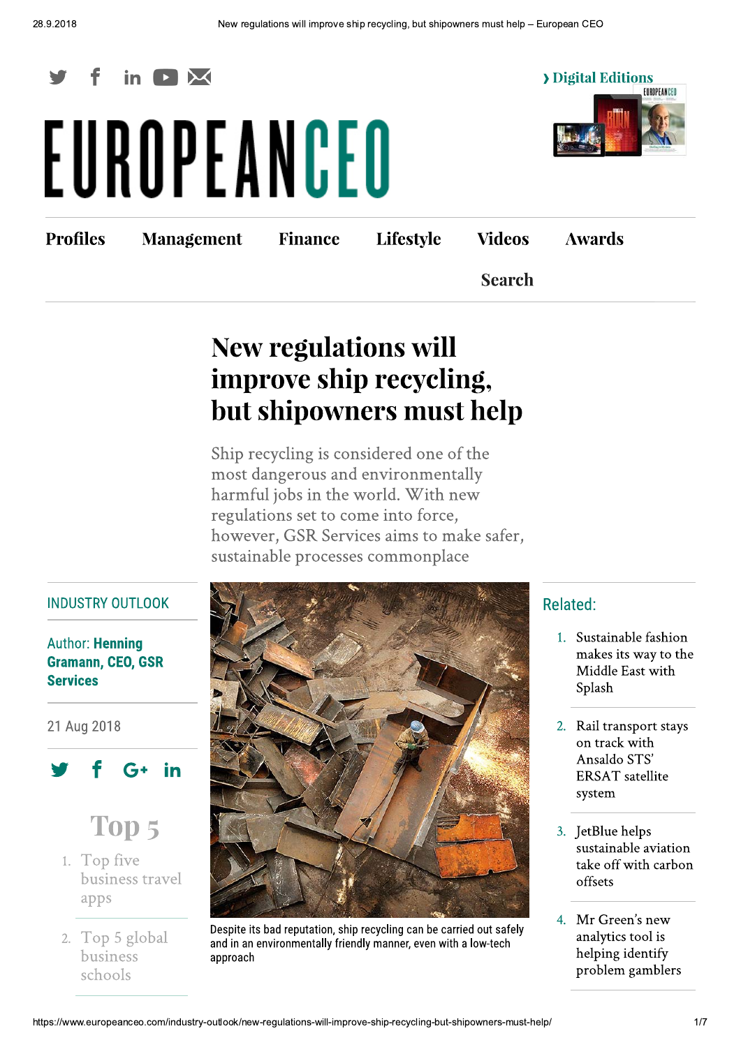# New regulations will improve ship recycling, but shipowners must help

Ship recycling is considered one of the most dangerous and environmentally harmful jobs in the world. With new regulations set to come into force, however, GSR Services aims to make safer, sustainable processes commonplace

INDUSTRY OUTLOOK

Author: **Henning Gramann, CEO, GSR Services**

21 Aug 2018

Despite its bad reputation, ship recycling can be carried out safely and in an environmentally friendly manner, even with a low-tech approach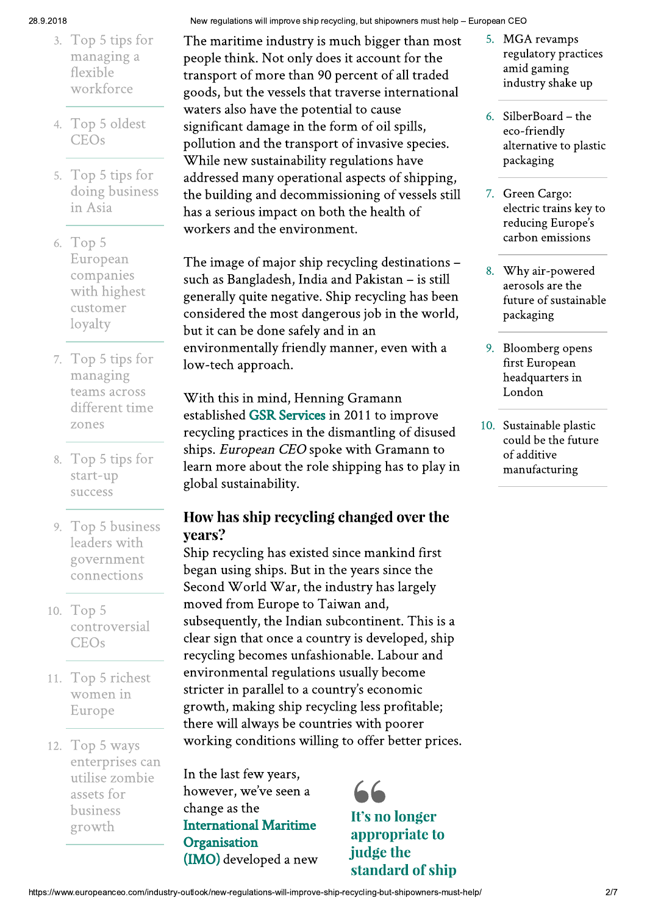3. Top 5 tips for managing a flexible workforce
4. Top 5 oldest CEOs
5. Top 5 tips for doing business in Asia
6. Top 5 European companies with highest customer loyalty
7. Top 5 tips for managing teams across different time zones
8. Top 5 tips for start-up success
9. Top 5 business leaders with government connections
10. Top 5 controversial CEOs
11. Top 5 richest women in Europe
12. Top 5 ways enterprises can utilise zombie assets for business growth

The maritime industry is much bigger than most people think. Not only does it account for the transport of more than 90 percent of all traded goods, but the vessels that traverse international waters also have the potential to cause significant damage in the form of oil spills, pollution and the transport of invasive species. While new sustainability regulations have addressed many operational aspects of shipping, the building and decommissioning of vessels still has a serious impact on both the health of workers and the environment.

The image of major ship recycling destinations – such as Bangladesh, India and Pakistan – is still generally quite negative. Ship recycling has been considered the most dangerous job in the world, but it can be done safely and in an environmentally friendly manner, even with a low-tech approach.

With this in mind, Henning Gramann established GSR Services in 2011 to improve recycling practices in the dismantling of disused ships. *European CEO* spoke with Gramann to learn more about the role shipping has to play in global sustainability.

## How has ship recycling changed over the years?

Ship recycling has existed since mankind first began using ships. But in the years since the Second World War, the industry has largely moved from Europe to Taiwan and, subsequently, the Indian subcontinent. This is a clear sign that once a country is developed, ship recycling becomes unfashionable. Labour and environmental regulations usually become stricter in parallel to a country's economic growth, making ship recycling less profitable; there will always be countries with poorer working conditions willing to offer better prices.

In the last few years, however, we've seen a change as the International Maritime Organisation (IMO) developed a new

> It's no longer appropriate to judge the standard of ship

5. MGA revamps regulatory practices amid gaming industry shake up
6. SilberBoard – the eco-friendly alternative to plastic packaging
7. Green Cargo: electric trains key to reducing Europe's carbon emissions
8. Why air-powered aerosols are the future of sustainable packaging
9. Bloomberg opens first European headquarters in London
10. Sustainable plastic could be the future of additive manufacturing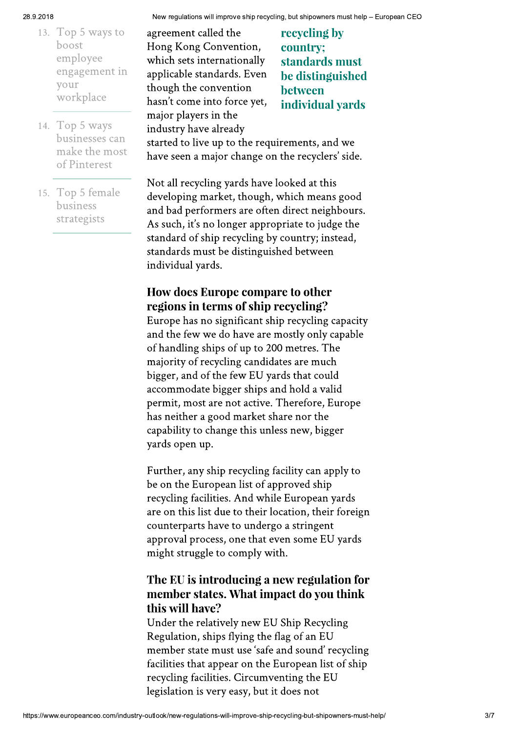13. Top 5 ways to boost employee engagement in your workplace
14. Top 5 ways businesses can make the most of Pinterest
15. Top 5 female business strategists

agreement called the Hong Kong Convention, which sets internationally applicable standards. Even though the convention hasn't come into force yet, major players in the industry have already started to live up to the requirements, and we have seen a major change on the recyclers' side.

**recycling by country; standards must be distinguished between individual yards**

Not all recycling yards have looked at this developing market, though, which means good and bad performers are often direct neighbours. As such, it's no longer appropriate to judge the standard of ship recycling by country; instead, standards must be distinguished between individual yards.

### How does Europe compare to other regions in terms of ship recycling?

Europe has no significant ship recycling capacity and the few we do have are mostly only capable of handling ships of up to 200 metres. The majority of recycling candidates are much bigger, and of the few EU yards that could accommodate bigger ships and hold a valid permit, most are not active. Therefore, Europe has neither a good market share nor the capability to change this unless new, bigger yards open up.

Further, any ship recycling facility can apply to be on the European list of approved ship recycling facilities. And while European yards are on this list due to their location, their foreign counterparts have to undergo a stringent approval process, one that even some EU yards might struggle to comply with.

### The EU is introducing a new regulation for member states. What impact do you think this will have?

Under the relatively new EU Ship Recycling Regulation, ships flying the flag of an EU member state must use 'safe and sound' recycling facilities that appear on the European list of ship recycling facilities. Circumventing the EU legislation is very easy, but it does not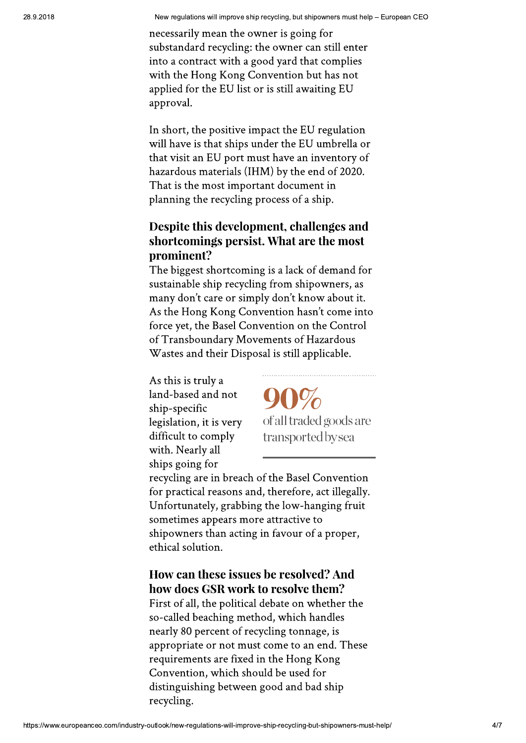necessarily mean the owner is going for substandard recycling: the owner can still enter into a contract with a good yard that complies with the Hong Kong Convention but has not applied for the EU list or is still awaiting EU approval.

In short, the positive impact the EU regulation will have is that ships under the EU umbrella or that visit an EU port must have an inventory of hazardous materials (IHM) by the end of 2020. That is the most important document in planning the recycling process of a ship.

### Despite this development, challenges and shortcomings persist. What are the most prominent?

The biggest shortcoming is a lack of demand for sustainable ship recycling from shipowners, as many don't care or simply don't know about it. As the Hong Kong Convention hasn't come into force yet, the Basel Convention on the Control of Transboundary Movements of Hazardous Wastes and their Disposal is still applicable.

As this is truly a land-based and not ship-specific legislation, it is very difficult to comply with. Nearly all ships going for recycling are in breach of the Basel Convention for practical reasons and, therefore, act illegally. Unfortunately, grabbing the low-hanging fruit sometimes appears more attractive to shipowners than acting in favour of a proper, ethical solution.

> **90%**
> of all traded goods are transported by sea

### How can these issues be resolved? And how does GSR work to resolve them?

First of all, the political debate on whether the so-called beaching method, which handles nearly 80 percent of recycling tonnage, is appropriate or not must come to an end. These requirements are fixed in the Hong Kong Convention, which should be used for distinguishing between good and bad ship recycling.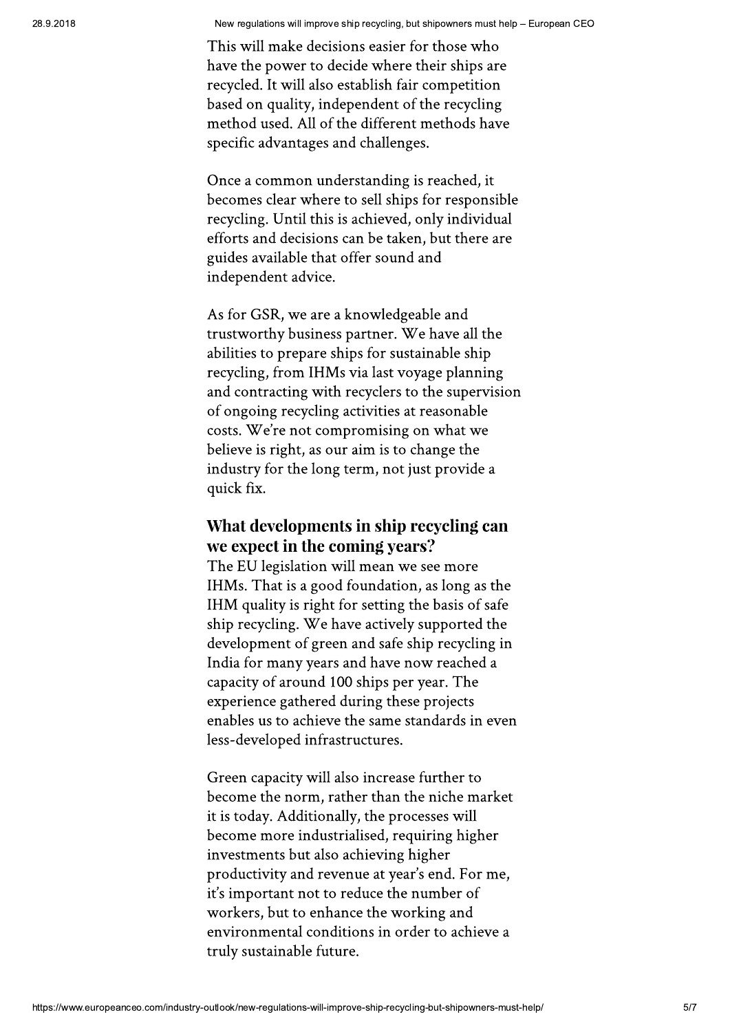This will make decisions easier for those who have the power to decide where their ships are recycled. It will also establish fair competition based on quality, independent of the recycling method used. All of the different methods have specific advantages and challenges.

Once a common understanding is reached, it becomes clear where to sell ships for responsible recycling. Until this is achieved, only individual efforts and decisions can be taken, but there are guides available that offer sound and independent advice.

As for GSR, we are a knowledgeable and trustworthy business partner. We have all the abilities to prepare ships for sustainable ship recycling, from IHMs via last voyage planning and contracting with recyclers to the supervision of ongoing recycling activities at reasonable costs. We're not compromising on what we believe is right, as our aim is to change the industry for the long term, not just provide a quick fix.

## What developments in ship recycling can we expect in the coming years?

The EU legislation will mean we see more IHMs. That is a good foundation, as long as the IHM quality is right for setting the basis of safe ship recycling. We have actively supported the development of green and safe ship recycling in India for many years and have now reached a capacity of around 100 ships per year. The experience gathered during these projects enables us to achieve the same standards in even less-developed infrastructures.

Green capacity will also increase further to become the norm, rather than the niche market it is today. Additionally, the processes will become more industrialised, requiring higher investments but also achieving higher productivity and revenue at year's end. For me, it's important not to reduce the number of workers, but to enhance the working and environmental conditions in order to achieve a truly sustainable future.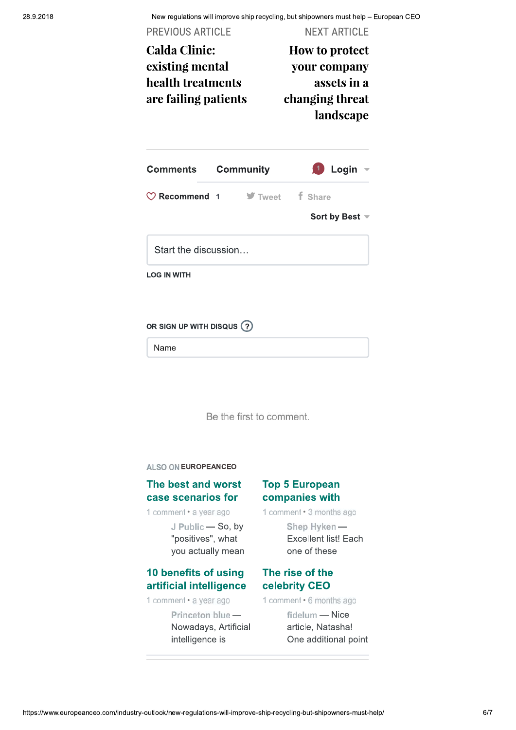PREVIOUS ARTICLE

**Calda Clinic: existing mental health treatments are failing patients**

NEXT ARTICLE

**How to protect your company assets in a changing threat landscape**

Comments Community 1 Login

Recommend 1 Tweet Share

Sort by Best

Start the discussion…

LOG IN WITH

OR SIGN UP WITH DISQUS ?

Name

Be the first to comment.

ALSO ON EUROPEANCEO

**The best and worst case scenarios for**

1 comment • a year ago

J Public — So, by "positives", what you actually mean

**Top 5 European companies with**

1 comment • 3 months ago

Shep Hyken — Excellent list! Each one of these

**10 benefits of using artificial intelligence**

1 comment • a year ago

Princeton blue — Nowadays, Artificial intelligence is

**The rise of the celebrity CEO**

1 comment • 6 months ago

fidelum — Nice article, Natasha! One additional point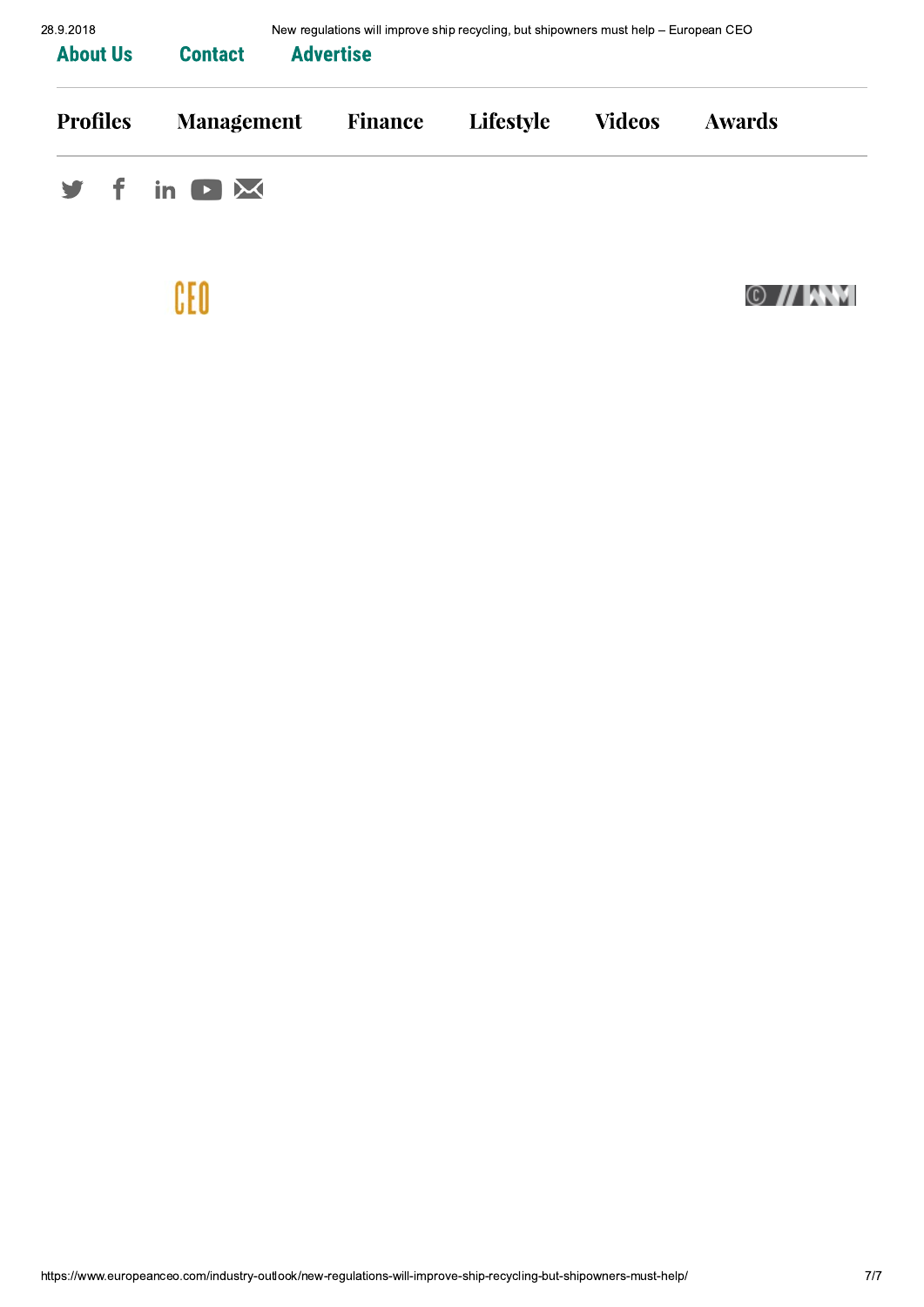About Us Contact Advertise

Profiles Management Finance Lifestyle Videos Awards

CEO